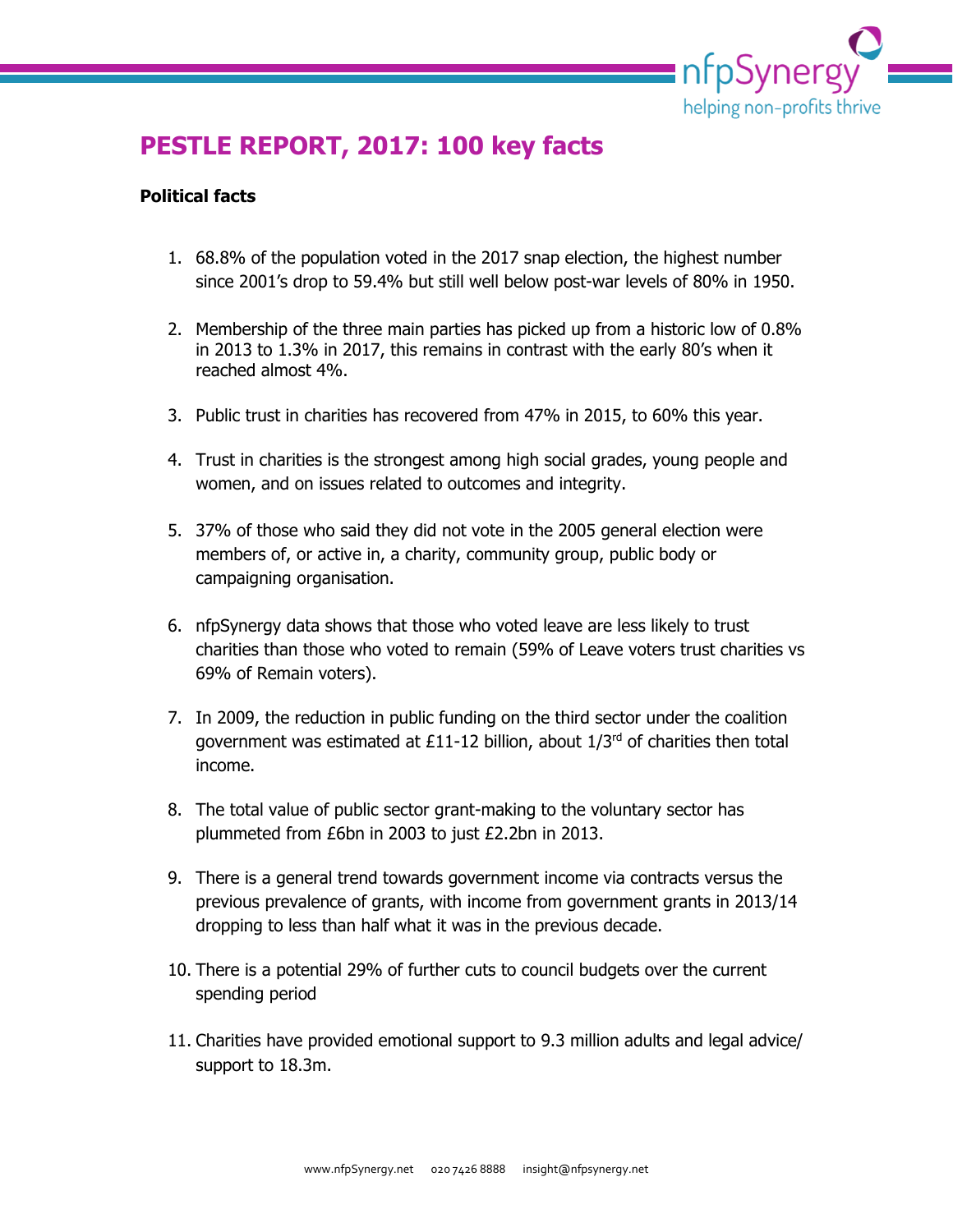# PESTLE REPORT, 2017: 100 key facts

**Political facts**

1. 68.8% of the population voted in the 2017 snap election, the highest number since 2001's drop to 59.4% but still well below post-war levels of 80% in 1950.

2. Membership of the three main parties has picked up from a historic low of 0.8% in 2013 to 1.3% in 2017, this remains in contrast with the early 80's when it reached almost 4%.

3. Public trust in charities has recovered from 47% in 2015, to 60% this year.

4. Trust in charities is the strongest among high social grades, young people and women, and on issues related to outcomes and integrity.

5. 37% of those who said they did not vote in the 2005 general election were members of, or active in, a charity, community group, public body or campaigning organisation.

6. nfpSynergy data shows that those who voted leave are less likely to trust charities than those who voted to remain (59% of Leave voters trust charities vs 69% of Remain voters).

7. In 2009, the reduction in public funding on the third sector under the coalition government was estimated at £11-12 billion, about 1/3rd of charities then total income.

8. The total value of public sector grant-making to the voluntary sector has plummeted from £6bn in 2003 to just £2.2bn in 2013.

9. There is a general trend towards government income via contracts versus the previous prevalence of grants, with income from government grants in 2013/14 dropping to less than half what it was in the previous decade.

10. There is a potential 29% of further cuts to council budgets over the current spending period

11. Charities have provided emotional support to 9.3 million adults and legal advice/ support to 18.3m.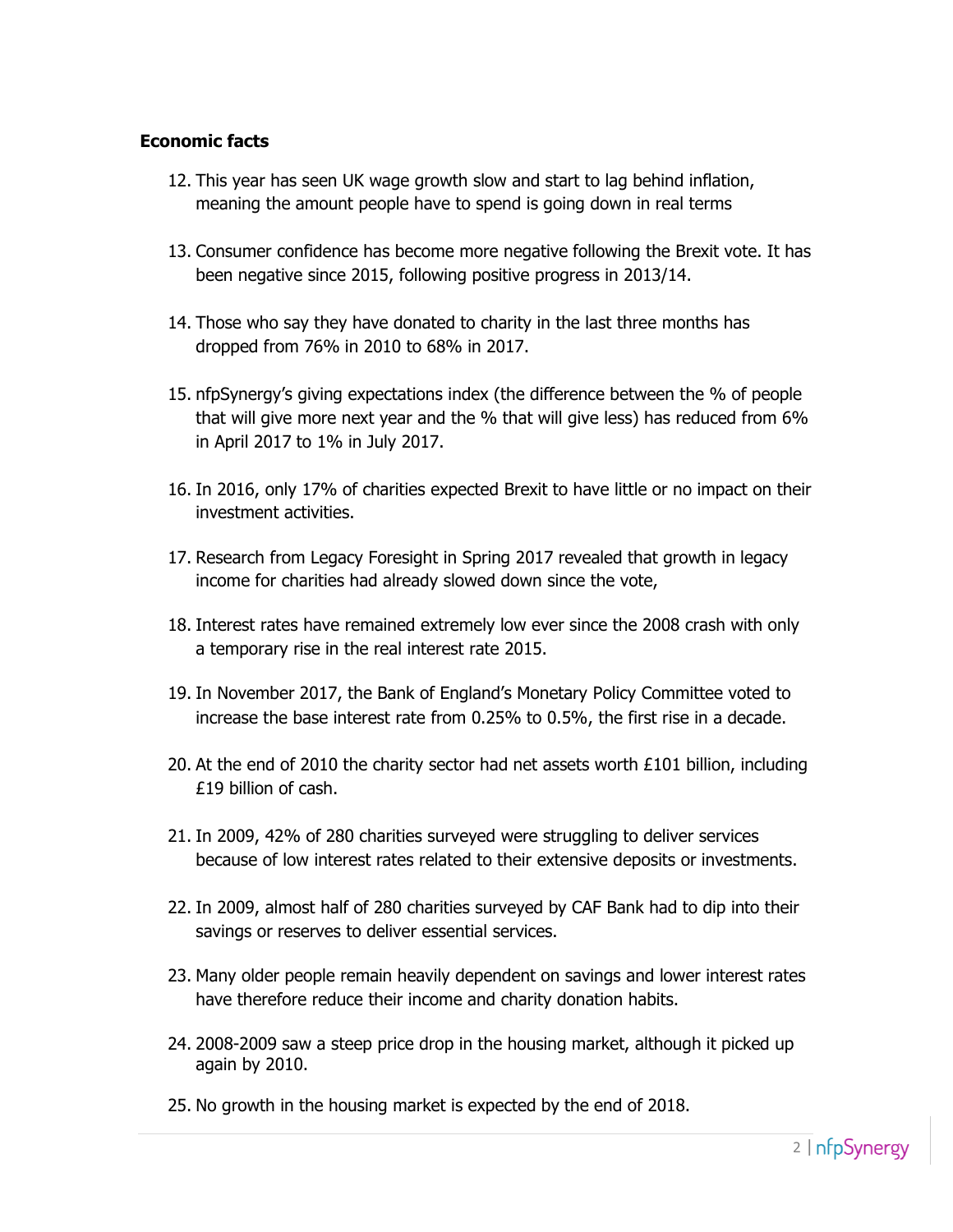**Economic facts**

12. This year has seen UK wage growth slow and start to lag behind inflation, meaning the amount people have to spend is going down in real terms

13. Consumer confidence has become more negative following the Brexit vote. It has been negative since 2015, following positive progress in 2013/14.

14. Those who say they have donated to charity in the last three months has dropped from 76% in 2010 to 68% in 2017.

15. nfpSynergy's giving expectations index (the difference between the % of people that will give more next year and the % that will give less) has reduced from 6% in April 2017 to 1% in July 2017.

16. In 2016, only 17% of charities expected Brexit to have little or no impact on their investment activities.

17. Research from Legacy Foresight in Spring 2017 revealed that growth in legacy income for charities had already slowed down since the vote,

18. Interest rates have remained extremely low ever since the 2008 crash with only a temporary rise in the real interest rate 2015.

19. In November 2017, the Bank of England's Monetary Policy Committee voted to increase the base interest rate from 0.25% to 0.5%, the first rise in a decade.

20. At the end of 2010 the charity sector had net assets worth £101 billion, including £19 billion of cash.

21. In 2009, 42% of 280 charities surveyed were struggling to deliver services because of low interest rates related to their extensive deposits or investments.

22. In 2009, almost half of 280 charities surveyed by CAF Bank had to dip into their savings or reserves to deliver essential services.

23. Many older people remain heavily dependent on savings and lower interest rates have therefore reduce their income and charity donation habits.

24. 2008-2009 saw a steep price drop in the housing market, although it picked up again by 2010.

25. No growth in the housing market is expected by the end of 2018.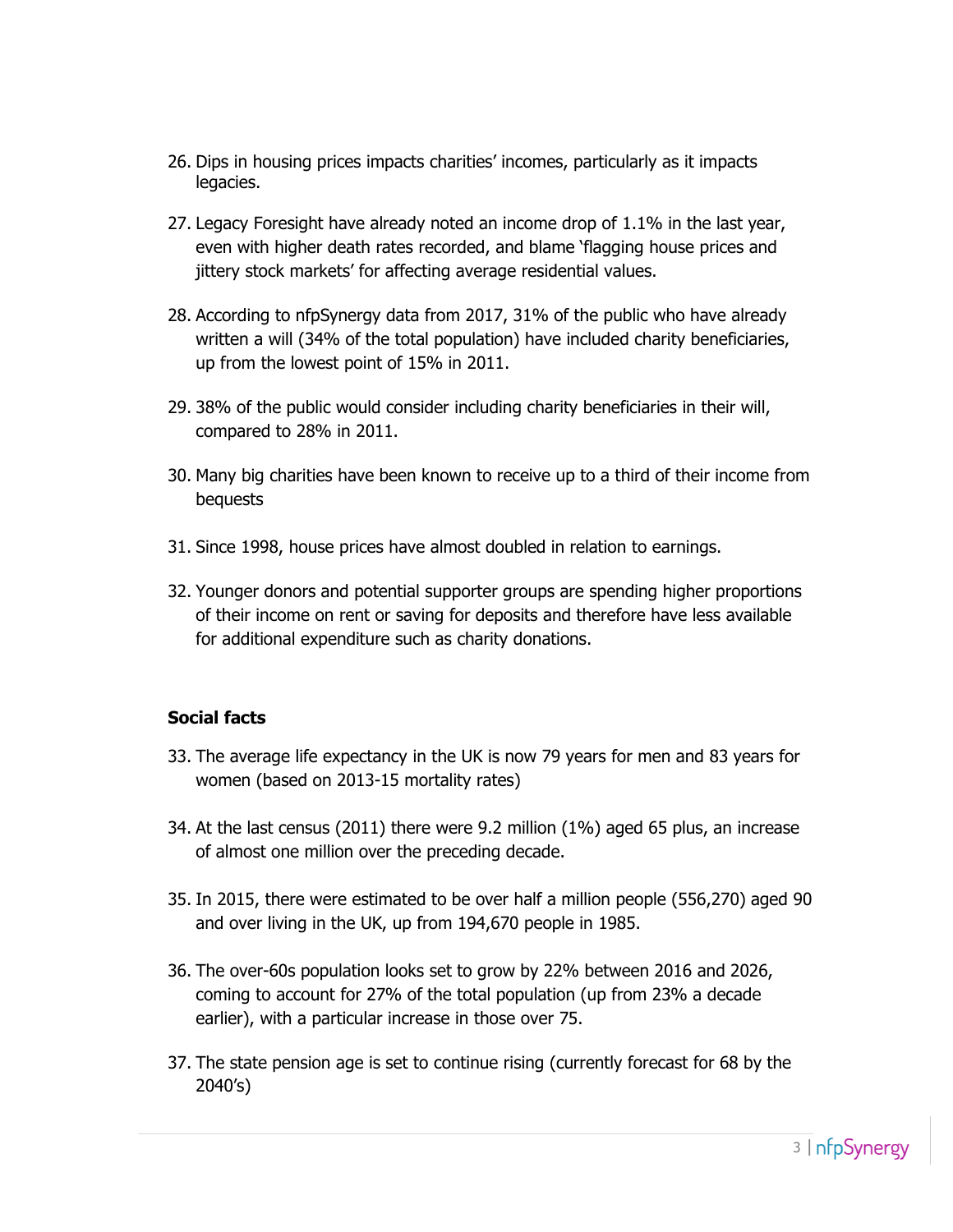26. Dips in housing prices impacts charities' incomes, particularly as it impacts legacies.

27. Legacy Foresight have already noted an income drop of 1.1% in the last year, even with higher death rates recorded, and blame 'flagging house prices and jittery stock markets' for affecting average residential values.

28. According to nfpSynergy data from 2017, 31% of the public who have already written a will (34% of the total population) have included charity beneficiaries, up from the lowest point of 15% in 2011.

29. 38% of the public would consider including charity beneficiaries in their will, compared to 28% in 2011.

30. Many big charities have been known to receive up to a third of their income from bequests

31. Since 1998, house prices have almost doubled in relation to earnings.

32. Younger donors and potential supporter groups are spending higher proportions of their income on rent or saving for deposits and therefore have less available for additional expenditure such as charity donations.

**Social facts**

33. The average life expectancy in the UK is now 79 years for men and 83 years for women (based on 2013-15 mortality rates)

34. At the last census (2011) there were 9.2 million (1%) aged 65 plus, an increase of almost one million over the preceding decade.

35. In 2015, there were estimated to be over half a million people (556,270) aged 90 and over living in the UK, up from 194,670 people in 1985.

36. The over-60s population looks set to grow by 22% between 2016 and 2026, coming to account for 27% of the total population (up from 23% a decade earlier), with a particular increase in those over 75.

37. The state pension age is set to continue rising (currently forecast for 68 by the 2040's)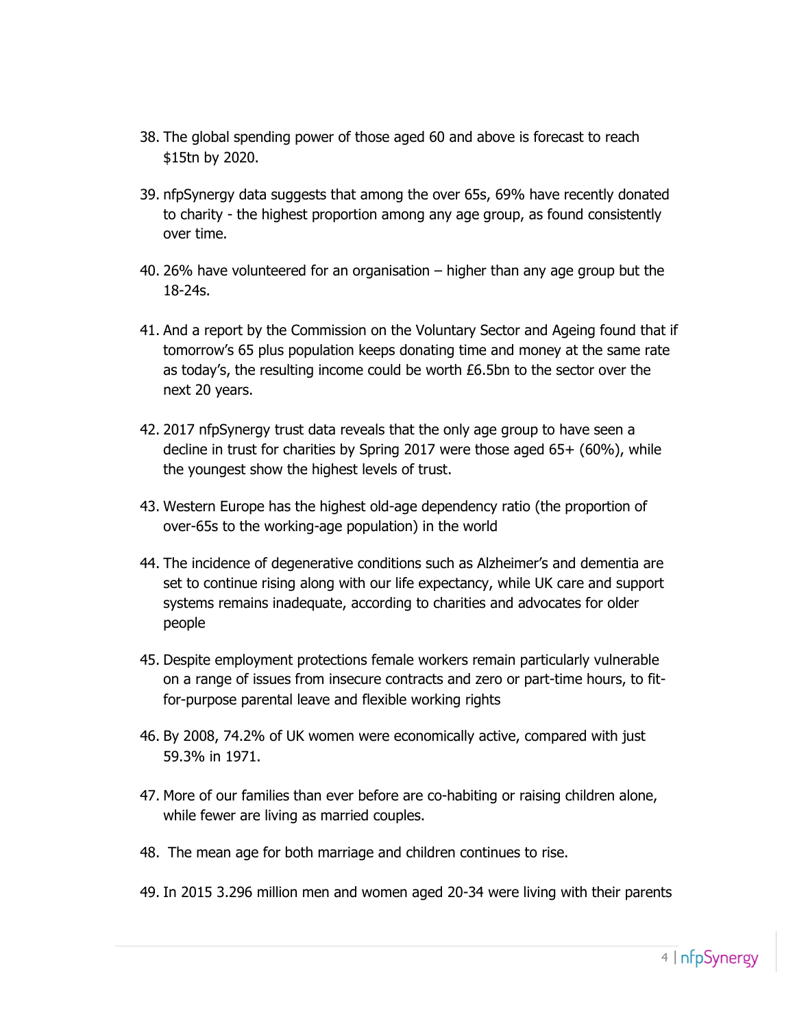38. The global spending power of those aged 60 and above is forecast to reach $15tn by 2020.

39. nfpSynergy data suggests that among the over 65s, 69% have recently donated to charity - the highest proportion among any age group, as found consistently over time.

40. 26% have volunteered for an organisation – higher than any age group but the 18-24s.

41. And a report by the Commission on the Voluntary Sector and Ageing found that if tomorrow's 65 plus population keeps donating time and money at the same rate as today's, the resulting income could be worth £6.5bn to the sector over the next 20 years.

42. 2017 nfpSynergy trust data reveals that the only age group to have seen a decline in trust for charities by Spring 2017 were those aged 65+ (60%), while the youngest show the highest levels of trust.

43. Western Europe has the highest old-age dependency ratio (the proportion of over-65s to the working-age population) in the world

44. The incidence of degenerative conditions such as Alzheimer's and dementia are set to continue rising along with our life expectancy, while UK care and support systems remains inadequate, according to charities and advocates for older people

45. Despite employment protections female workers remain particularly vulnerable on a range of issues from insecure contracts and zero or part-time hours, to fit-for-purpose parental leave and flexible working rights

46. By 2008, 74.2% of UK women were economically active, compared with just 59.3% in 1971.

47. More of our families than ever before are co-habiting or raising children alone, while fewer are living as married couples.

48. The mean age for both marriage and children continues to rise.

49. In 2015 3.296 million men and women aged 20-34 were living with their parents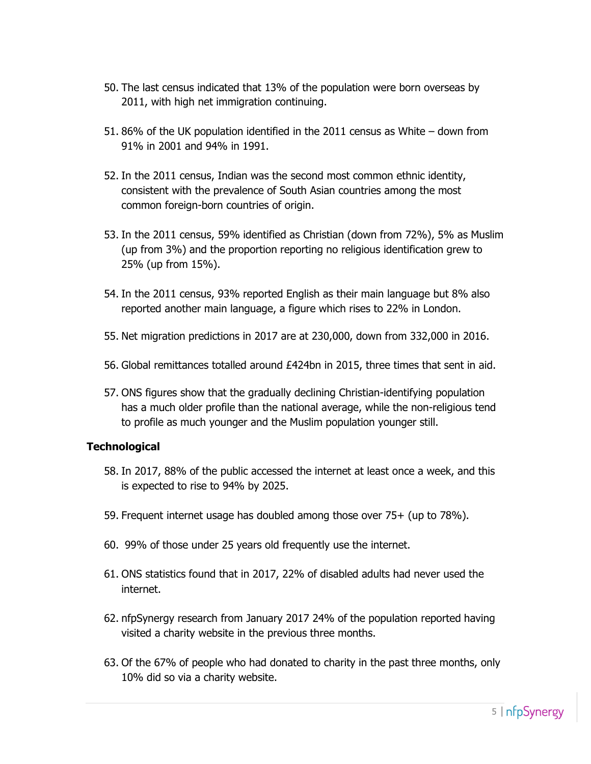50. The last census indicated that 13% of the population were born overseas by 2011, with high net immigration continuing.

51. 86% of the UK population identified in the 2011 census as White – down from 91% in 2001 and 94% in 1991.

52. In the 2011 census, Indian was the second most common ethnic identity, consistent with the prevalence of South Asian countries among the most common foreign-born countries of origin.

53. In the 2011 census, 59% identified as Christian (down from 72%), 5% as Muslim (up from 3%) and the proportion reporting no religious identification grew to 25% (up from 15%).

54. In the 2011 census, 93% reported English as their main language but 8% also reported another main language, a figure which rises to 22% in London.

55. Net migration predictions in 2017 are at 230,000, down from 332,000 in 2016.

56. Global remittances totalled around £424bn in 2015, three times that sent in aid.

57. ONS figures show that the gradually declining Christian-identifying population has a much older profile than the national average, while the non-religious tend to profile as much younger and the Muslim population younger still.

**Technological**

58. In 2017, 88% of the public accessed the internet at least once a week, and this is expected to rise to 94% by 2025.

59. Frequent internet usage has doubled among those over 75+ (up to 78%).

60. 99% of those under 25 years old frequently use the internet.

61. ONS statistics found that in 2017, 22% of disabled adults had never used the internet.

62. nfpSynergy research from January 2017 24% of the population reported having visited a charity website in the previous three months.

63. Of the 67% of people who had donated to charity in the past three months, only 10% did so via a charity website.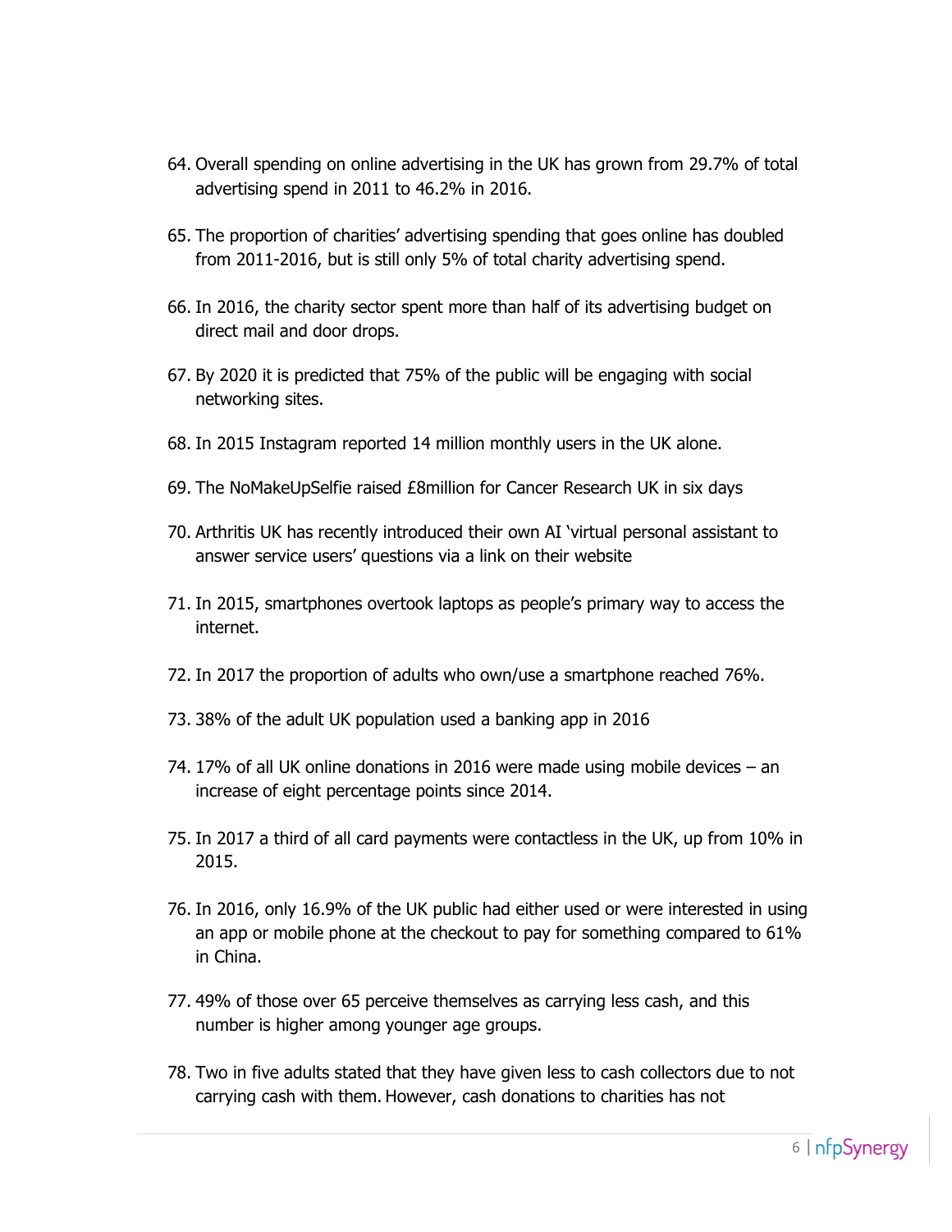64. Overall spending on online advertising in the UK has grown from 29.7% of total advertising spend in 2011 to 46.2% in 2016.

65. The proportion of charities' advertising spending that goes online has doubled from 2011-2016, but is still only 5% of total charity advertising spend.

66. In 2016, the charity sector spent more than half of its advertising budget on direct mail and door drops.

67. By 2020 it is predicted that 75% of the public will be engaging with social networking sites.

68. In 2015 Instagram reported 14 million monthly users in the UK alone.

69. The NoMakeUpSelfie raised £8million for Cancer Research UK in six days

70. Arthritis UK has recently introduced their own AI 'virtual personal assistant to answer service users' questions via a link on their website

71. In 2015, smartphones overtook laptops as people's primary way to access the internet.

72. In 2017 the proportion of adults who own/use a smartphone reached 76%.

73. 38% of the adult UK population used a banking app in 2016

74. 17% of all UK online donations in 2016 were made using mobile devices – an increase of eight percentage points since 2014.

75. In 2017 a third of all card payments were contactless in the UK, up from 10% in 2015.

76. In 2016, only 16.9% of the UK public had either used or were interested in using an app or mobile phone at the checkout to pay for something compared to 61% in China.

77. 49% of those over 65 perceive themselves as carrying less cash, and this number is higher among younger age groups.

78. Two in five adults stated that they have given less to cash collectors due to not carrying cash with them. However, cash donations to charities has not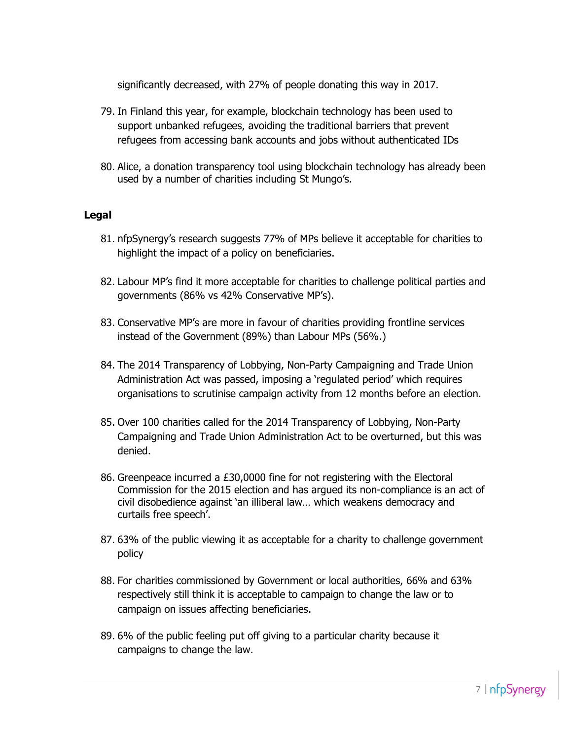significantly decreased, with 27% of people donating this way in 2017.

79. In Finland this year, for example, blockchain technology has been used to support unbanked refugees, avoiding the traditional barriers that prevent refugees from accessing bank accounts and jobs without authenticated IDs

80. Alice, a donation transparency tool using blockchain technology has already been used by a number of charities including St Mungo's.

**Legal**

81. nfpSynergy's research suggests 77% of MPs believe it acceptable for charities to highlight the impact of a policy on beneficiaries.

82. Labour MP's find it more acceptable for charities to challenge political parties and governments (86% vs 42% Conservative MP's).

83. Conservative MP's are more in favour of charities providing frontline services instead of the Government (89%) than Labour MPs (56%.)

84. The 2014 Transparency of Lobbying, Non-Party Campaigning and Trade Union Administration Act was passed, imposing a 'regulated period' which requires organisations to scrutinise campaign activity from 12 months before an election.

85. Over 100 charities called for the 2014 Transparency of Lobbying, Non-Party Campaigning and Trade Union Administration Act to be overturned, but this was denied.

86. Greenpeace incurred a £30,0000 fine for not registering with the Electoral Commission for the 2015 election and has argued its non-compliance is an act of civil disobedience against 'an illiberal law… which weakens democracy and curtails free speech'.

87. 63% of the public viewing it as acceptable for a charity to challenge government policy

88. For charities commissioned by Government or local authorities, 66% and 63% respectively still think it is acceptable to campaign to change the law or to campaign on issues affecting beneficiaries.

89. 6% of the public feeling put off giving to a particular charity because it campaigns to change the law.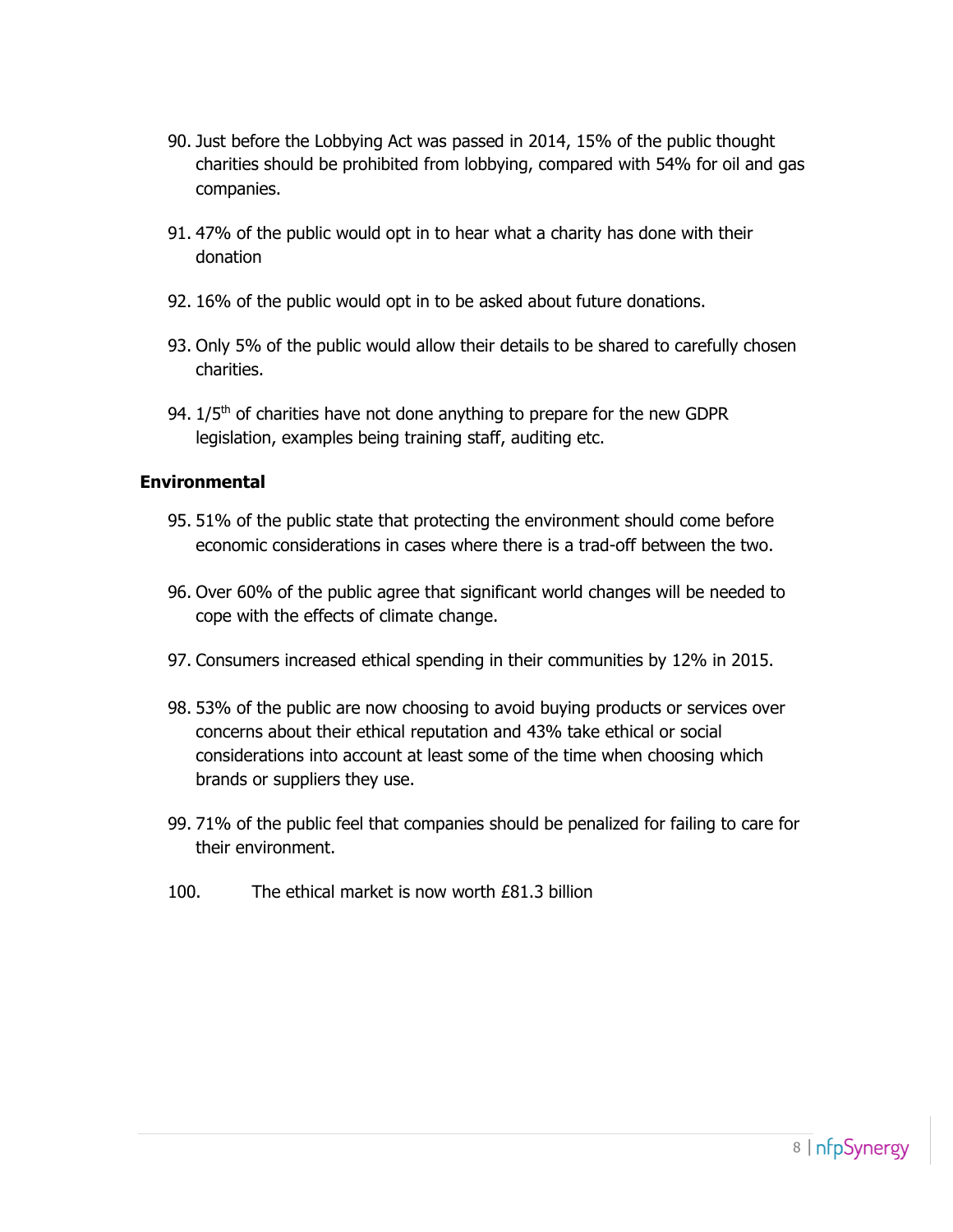90. Just before the Lobbying Act was passed in 2014, 15% of the public thought charities should be prohibited from lobbying, compared with 54% for oil and gas companies.
91. 47% of the public would opt in to hear what a charity has done with their donation
92. 16% of the public would opt in to be asked about future donations.
93. Only 5% of the public would allow their details to be shared to carefully chosen charities.
94. 1/5th of charities have not done anything to prepare for the new GDPR legislation, examples being training staff, auditing etc.

**Environmental**

95. 51% of the public state that protecting the environment should come before economic considerations in cases where there is a trad-off between the two.
96. Over 60% of the public agree that significant world changes will be needed to cope with the effects of climate change.
97. Consumers increased ethical spending in their communities by 12% in 2015.
98. 53% of the public are now choosing to avoid buying products or services over concerns about their ethical reputation and 43% take ethical or social considerations into account at least some of the time when choosing which brands or suppliers they use.
99. 71% of the public feel that companies should be penalized for failing to care for their environment.
100. The ethical market is now worth £81.3 billion